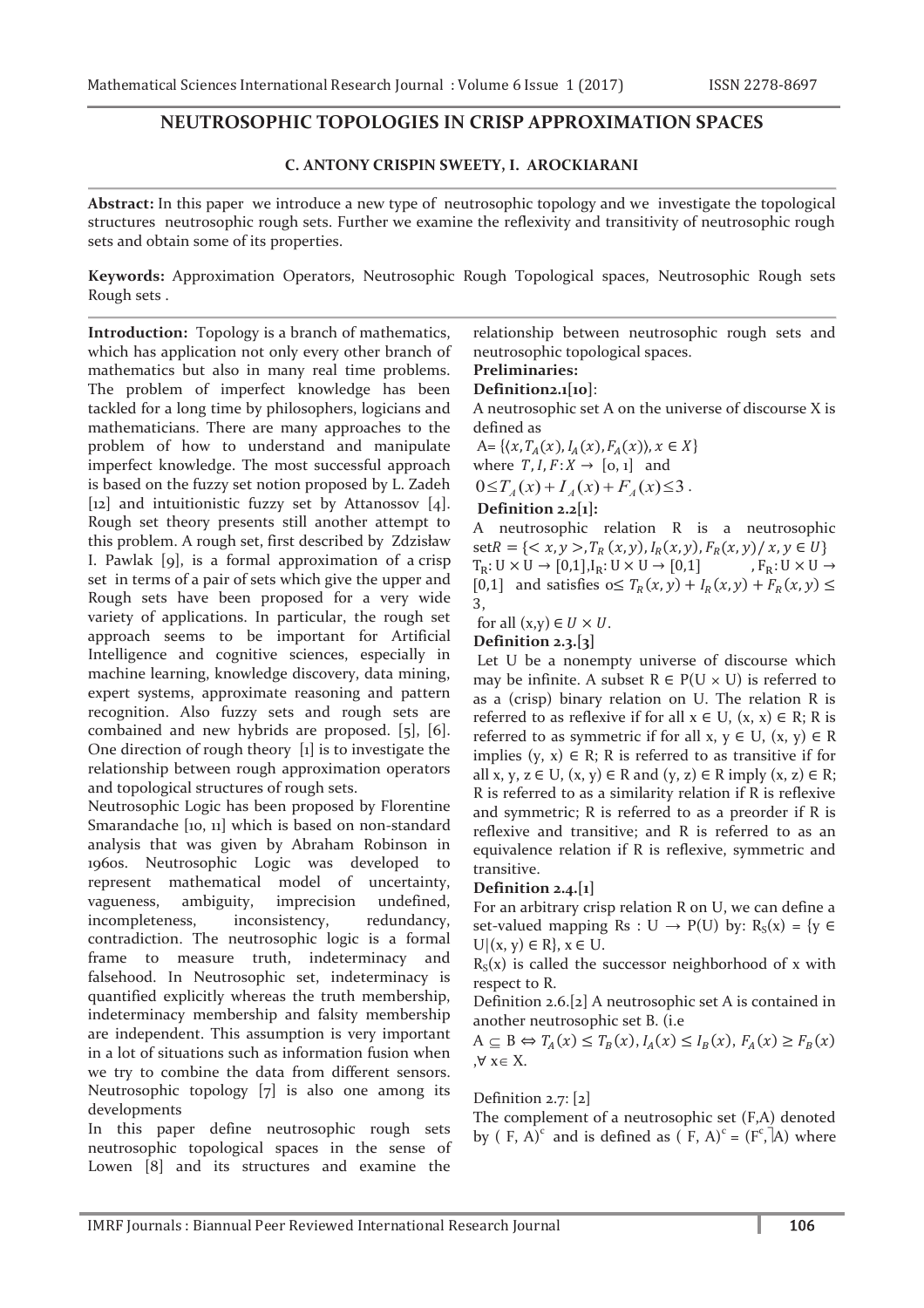# NEUTROSOPHIC TOPOLOGIES IN CRISP APPROXIMATION SPACES

**C. ANTONY CRISPIN SWEETY, I. AROCKIARANI**

**Abstract:** In this paper we introduce a new type of neutrosophic topology and we investigate the topological structures neutrosophic rough sets. Further we examine the reflexivity and transitivity of neutrosophic rough sets and obtain some of its properties.

**Keywords:** Approximation Operators, Neutrosophic Rough Topological spaces, Neutrosophic Rough sets Rough sets .

**Introduction:** Topology is a branch of mathematics, which has application not only every other branch of mathematics but also in many real time problems. The problem of imperfect knowledge has been tackled for a long time by philosophers, logicians and mathematicians. There are many approaches to the problem of how to understand and manipulate imperfect knowledge. The most successful approach is based on the fuzzy set notion proposed by L. Zadeh [12] and intuitionistic fuzzy set by Attanossov [4]. Rough set theory presents still another attempt to this problem. A rough set, first described by Zdzisław I. Pawlak [9], is a formal approximation of a crisp set in terms of a pair of sets which give the upper and Rough sets have been proposed for a very wide variety of applications. In particular, the rough set approach seems to be important for Artificial Intelligence and cognitive sciences, especially in machine learning, knowledge discovery, data mining, expert systems, approximate reasoning and pattern recognition. Also fuzzy sets and rough sets are combained and new hybrids are proposed. [5], [6]. One direction of rough theory [1] is to investigate the relationship between rough approximation operators and topological structures of rough sets.

Neutrosophic Logic has been proposed by Florentine Smarandache [10, 11] which is based on non-standard analysis that was given by Abraham Robinson in 1960s. Neutrosophic Logic was developed to represent mathematical model of uncertainty, vagueness, ambiguity, imprecision undefined, incompleteness, inconsistency, redundancy, contradiction. The neutrosophic logic is a formal frame to measure truth, indeterminacy and falsehood. In Neutrosophic set, indeterminacy is quantified explicitly whereas the truth membership, indeterminacy membership and falsity membership are independent. This assumption is very important in a lot of situations such as information fusion when we try to combine the data from different sensors. Neutrosophic topology [7] is also one among its developments

In this paper define neutrosophic rough sets neutrosophic topological spaces in the sense of Lowen [8] and its structures and examine the relationship between neutrosophic rough sets and neutrosophic topological spaces.

**Preliminaries:**

**Definition2.1[10]**:

A neutrosophic set A on the universe of discourse X is defined as

A= $\{\langle x, T_A(x), I_A(x), F_A(x)\rangle, x \in X\}$

where $T, I, F: X \to [0, 1]$ and

$0 \le T_A(x) + I_A(x) + F_A(x) \le 3$ .

**Definition 2.2[1]:**

A neutrosophic relation R is a neutrosophic set$R = \{< x, y >, T_R(x, y), I_R(x, y), F_R(x, y) / x, y \in U\}$
$T_R: U \times U \to [0,1], I_R: U \times U \to [0,1]$ , $F_R: U \times U \to [0,1]$ and satisfies $0 \le T_R(x, y) + I_R(x, y) + F_R(x, y) \le 3$,

for all $(x,y) \in U \times U$.

**Definition 2.3.[3]**

Let U be a nonempty universe of discourse which may be infinite. A subset $R \in P(U \times U)$ is referred to as a (crisp) binary relation on U. The relation R is referred to as reflexive if for all $x \in U$, $(x, x) \in R$; R is referred to as symmetric if for all $x, y \in U$, $(x, y) \in R$ implies $(y, x) \in R$; R is referred to as transitive if for all $x, y, z \in U$, $(x, y) \in R$ and $(y, z) \in R$ imply $(x, z) \in R$; R is referred to as a similarity relation if R is reflexive and symmetric; R is referred to as a preorder if R is reflexive and transitive; and R is referred to as an equivalence relation if R is reflexive, symmetric and transitive.

**Definition 2.4.[1]**

For an arbitrary crisp relation R on U, we can define a set-valued mapping $R_S : U \to P(U)$ by: $R_S(x) = \{y \in U | (x, y) \in R\}$, $x \in U$.

$R_S(x)$ is called the successor neighborhood of x with respect to R.

Definition 2.6.[2] A neutrosophic set A is contained in another neutrosophic set B. (i.e

$A \subseteq B \Leftrightarrow T_A(x) \le T_B(x), I_A(x) \le I_B(x), F_A(x) \ge F_B(x)$ ,$\forall$ x$\in$ X.

Definition 2.7: [2]

The complement of a neutrosophic set (F,A) denoted by $(F, A)^c$ and is defined as $(F, A)^c = (F^c, \rceil A)$ where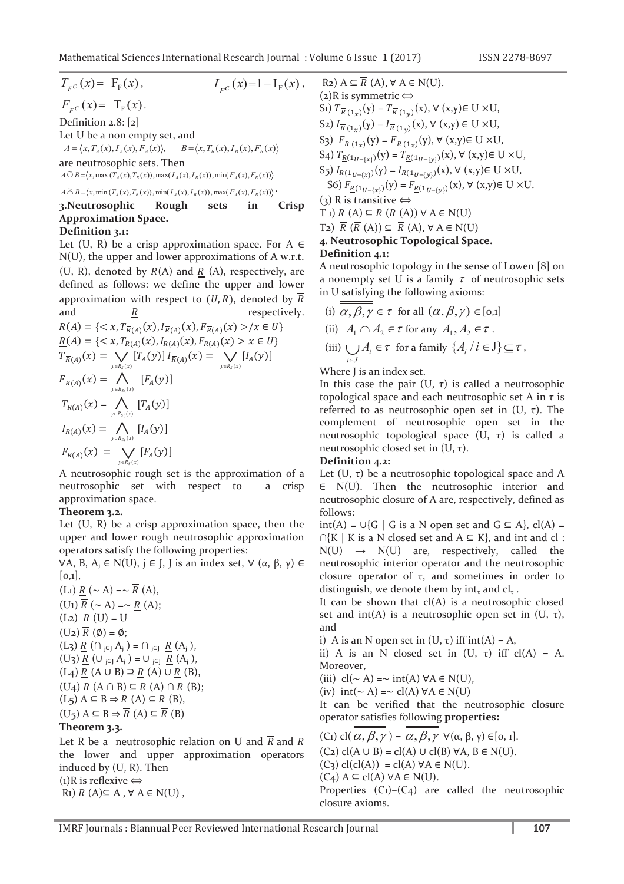$T_{F^c}(x) = F_F(x)$, $I_{F^c}(x) = 1 - I_F(x)$,

$F_{F^c}(x) = T_F(x)$.

Definition 2.8: [2]

Let U be a non empty set, and
$A = \langle x, T_A(x), I_A(x), F_A(x) \rangle$, $B = \langle x, T_B(x), I_B(x), F_B(x) \rangle$

are neutrosophic sets. Then

$A \tilde{\cup} B = \langle x, \max(T_A(x), T_B(x)), \max(I_A(x), I_B(x)), \min(F_A(x), F_B(x)) \rangle$

$A \tilde{\cap} B = \langle x, \min(T_A(x), T_B(x)), \min(I_A(x), I_B(x)), \max(F_A(x), F_B(x)) \rangle$.

## 3. Neutrosophic Rough sets in Crisp Approximation Space.

**Definition 3.1:**

Let (U, R) be a crisp approximation space. For A ∈ N(U), the upper and lower approximations of A w.r.t. (U, R), denoted by $\overline{R}$(A) and $\underline{R}$ (A), respectively, are defined as follows: we define the upper and lower approximation with respect to $(U, R)$, denoted by $\overline{R}$ and $\underline{R}$ respectively.

$\overline{R}(A) = \{< x, T_{\overline{R}(A)}(x), I_{\overline{R}(A)}(x), F_{\overline{R}(A)}(x) > / x \in U\}$

$\underline{R}(A) = \{< x, T_{\underline{R}(A)}(x), I_{\underline{R}(A)}(x), F_{\underline{R}(A)}(x) > x \in U\}$

$T_{\overline{R}(A)}(x) = \bigvee_{y \in R_S(x)} [T_A(y)]$ $I_{\overline{R}(A)}(x) = \bigvee_{y \in R_S(x)} [I_A(y)]$

$F_{\overline{R}(A)}(x) = \bigwedge_{y \in R_{S1}(x)} [F_A(y)]$

$T_{\underline{R}(A)}(x) = \bigwedge_{y \in R_{S1}(x)} [T_A(y)]$

$I_{\underline{R}(A)}(x) = \bigwedge_{y \in R_{S1}(x)} [I_A(y)]$

$F_{\underline{R}(A)}(x) = \bigvee_{y \in R_S(x)} [F_A(y)]$

A neutrosophic rough set is the approximation of a neutrosophic set with respect to a crisp approximation space.

**Theorem 3.2.**

Let (U, R) be a crisp approximation space, then the upper and lower rough neutrosophic approximation operators satisfy the following properties:

∀A, B, $A_j$ ∈ N(U), j ∈ J, J is an index set, ∀ (α, β, γ) ∈ [0,1],

(L1) $\underline{R}$ (∼ A) =∼ $\overline{R}$ (A),

(U1) $\overline{R}$ (∼ A) =∼ $\underline{R}$ (A);

(L2) $\underline{R}$ (U) = U

(U2) $\overline{R}$ (∅) = ∅;

(L3) $\underline{R}$ ($\cap_{j \in J} A_j$ ) = $\cap_{j \in J}$ $\underline{R}$ ($A_j$ ),

(U3) $\underline{R}$ ($\cup_{j \in J} A_j$ ) = $\cup_{j \in J}$ $\underline{R}$ ($A_j$ ),

(L4) $\underline{R}$ (A ∪ B) ⊇ $\underline{R}$ (A) ∪ $\underline{R}$ (B),

(U4) $\overline{R}$ (A ∩ B) ⊆ $\overline{R}$ (A) ∩ $\overline{R}$ (B);

(L5) A ⊆ B ⇒ $\underline{R}$ (A) ⊆ $\underline{R}$ (B),

(U5) A ⊆ B ⇒ $\overline{R}$ (A) ⊆ $\overline{R}$ (B)

**Theorem 3.3.**

Let R be a neutrosophic relation on U and $\overline{R}$ and $\underline{R}$ the lower and upper approximation operators induced by (U, R). Then

(1)R is reflexive ⟺

R1) $\underline{R}$ (A)⊆ A , ∀ A ∈ N(U) ,

R2) A ⊆ $\overline{R}$ (A), ∀ A ∈ N(U).

(2)R is symmetric ⟺

S1) $T_{\overline{R}(1_x)}(y) = T_{\overline{R}(1_y)}(x)$, ∀ (x,y)∈ U ×U,

S2) $I_{\overline{R}(1_x)}(y) = I_{\overline{R}(1_y)}(x)$, ∀ (x,y) ∈ U ×U,

S3) $F_{\overline{R}(1_x)}(y) = F_{\overline{R}(1_x)}(y)$, ∀ (x,y)∈ U ×U,

S4) $T_{\underline{R}(1_{U-\{x\}})}(y) = T_{\underline{R}(1_{U-\{y\}})}(x)$, ∀ (x,y)∈ U ×U,

S5) $I_{\underline{R}(1_{U-\{x\}})}(y) = I_{\underline{R}(1_{U-\{y\}})}(x)$, ∀ (x,y)∈ U ×U,

S6) $F_{\underline{R}(1_{U-\{x\}})}(y) = F_{\underline{R}(1_{U-\{y\}})}(x)$, ∀ (x,y)∈ U ×U.

(3) R is transitive ⟺

T 1) $\underline{R}$ (A) ⊆ $\underline{R}$ ($\underline{R}$ (A)) ∀ A ∈ N(U)

T2) $\overline{R}$ ($\overline{R}$ (A)) ⊆ $\overline{R}$ (A), ∀ A ∈ N(U)

## 4. Neutrosophic Topological Space.

**Definition 4.1:**

A neutrosophic topology in the sense of Lowen [8] on a nonempty set U is a family τ of neutrosophic sets in U satisfying the following axioms:

(i) $\overline{\overline{\alpha, \beta, \gamma}} \in \tau$ for all $(\alpha, \beta, \gamma) \in [0,1]$

(ii) $A_1 \cap A_2 \in \tau$ for any $A_1, A_2 \in \tau$.

(iii) $\bigcup_{i \in J} A_i \in \tau$ for a family $\{A_i / i \in J\} \subseteq \tau$,

Where J is an index set.

In this case the pair (U, τ) is called a neutrosophic topological space and each neutrosophic set A in τ is referred to as neutrosophic open set in (U, τ). The complement of neutrosophic open set in the neutrosophic topological space (U, τ) is called a neutrosophic closed set in (U, τ).

**Definition 4.2:**

Let (U, τ) be a neutrosophic topological space and A ∈ N(U). Then the neutrosophic interior and neutrosophic closure of A are, respectively, defined as follows:

int(A) = ∪{G | G is a N open set and G ⊆ A}, cl(A) = ∩{K | K is a N closed set and A ⊆ K}, and int and cl : N(U) → N(U) are, respectively, called the neutrosophic interior operator and the neutrosophic closure operator of τ, and sometimes in order to distinguish, we denote them by $\text{int}_\tau$ and $\text{cl}_\tau$ .

It can be shown that cl(A) is a neutrosophic closed set and int(A) is a neutrosophic open set in (U, τ), and

i) A is an N open set in (U, τ) iff int(A) = A,

ii) A is an N closed set in (U, τ) iff cl(A) = A. Moreover,

(iii) cl(∼ A) =∼ int(A) ∀A ∈ N(U),

(iv) int(∼ A) =∼ cl(A) ∀A ∈ N(U)

It can be verified that the neutrosophic closure operator satisfies following **properties:**

(C1) cl( $\overline{\overline{\alpha, \beta, \gamma}}$ ) = $\overline{\overline{\alpha, \beta, \gamma}}$ ∀(α, β, γ) ∈[0, 1].

(C2) cl(A ∪ B) = cl(A) ∪ cl(B) ∀A, B ∈ N(U).

(C3) cl(cl(A)) = cl(A) ∀A ∈ N(U).

(C4) A ⊆ cl(A) ∀A ∈ N(U).

Properties (C1)–(C4) are called the neutrosophic closure axioms.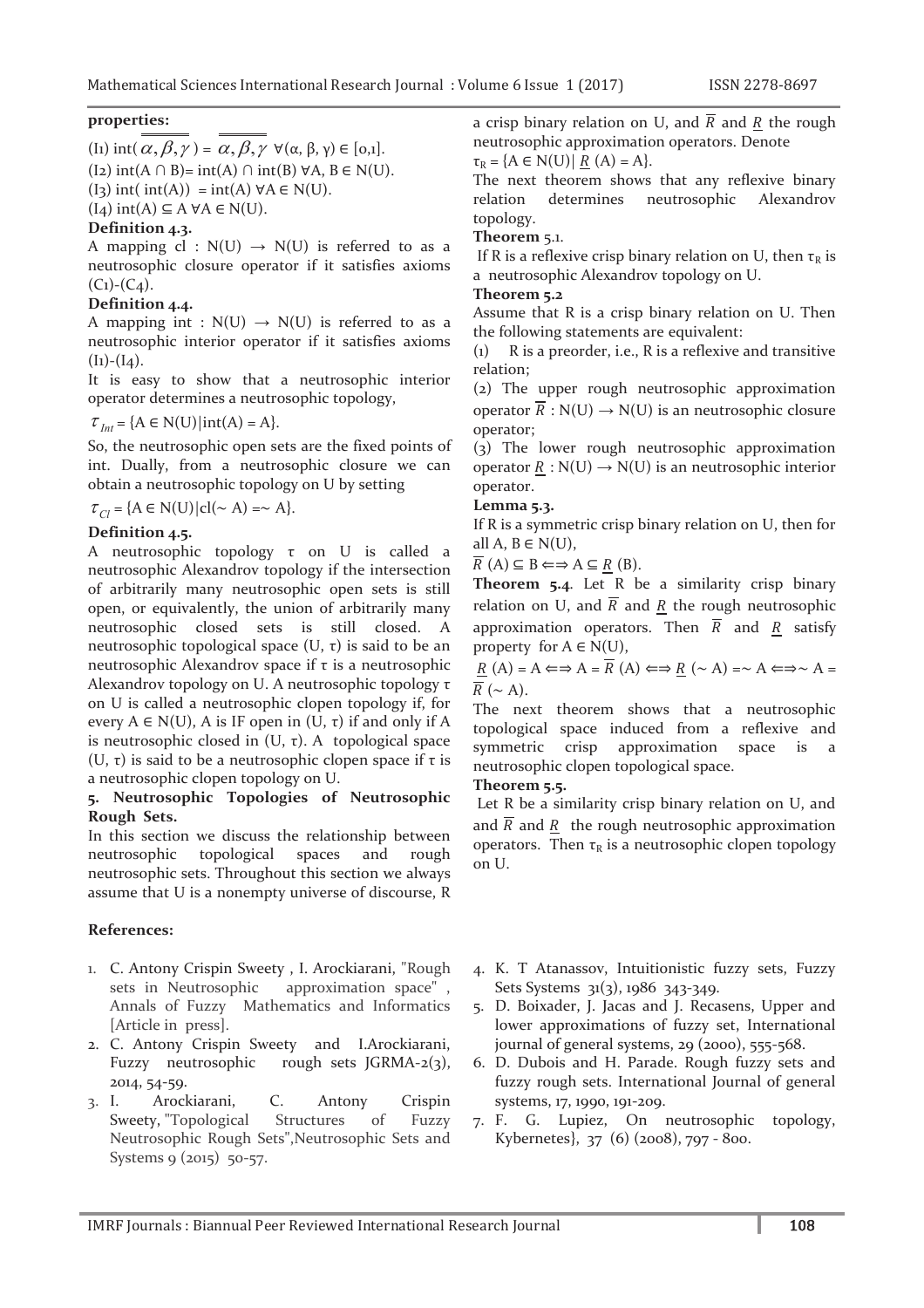**properties:**

(I1) $\text{int}(\overline{\overline{\alpha,\beta,\gamma}}) = \overline{\overline{\alpha,\beta,\gamma}}$ $\forall(\alpha, \beta, \gamma) \in [0,1]$.

(I2) $\text{int}(A \cap B) = \text{int}(A) \cap \text{int}(B)$ $\forall A, B \in N(U)$.

(I3) $\text{int}(\text{int}(A)) = \text{int}(A)$ $\forall A \in N(U)$.

(I4) $\text{int}(A) \subseteq A$ $\forall A \in N(U)$.

**Definition 4.3.**

A mapping cl : $N(U) \rightarrow N(U)$ is referred to as a neutrosophic closure operator if it satisfies axioms (C1)-(C4).

**Definition 4.4.**

A mapping int : $N(U) \rightarrow N(U)$ is referred to as a neutrosophic interior operator if it satisfies axioms (I1)-(I4).

It is easy to show that a neutrosophic interior operator determines a neutrosophic topology,

$\tau_{Int} = \{A \in N(U) | \text{int}(A) = A\}$.

So, the neutrosophic open sets are the fixed points of int. Dually, from a neutrosophic closure we can obtain a neutrosophic topology on U by setting

$\tau_{Cl} = \{A \in N(U) | \text{cl}(\sim A) = \sim A\}$.

**Definition 4.5.**

A neutrosophic topology τ on U is called a neutrosophic Alexandrov topology if the intersection of arbitrarily many neutrosophic open sets is still open, or equivalently, the union of arbitrarily many neutrosophic closed sets is still closed. A neutrosophic topological space (U, τ) is said to be an neutrosophic Alexandrov space if τ is a neutrosophic Alexandrov topology on U. A neutrosophic topology τ on U is called a neutrosophic clopen topology if, for every $A \in N(U)$, A is IF open in (U, τ) if and only if A is neutrosophic closed in (U, τ). A topological space (U, τ) is said to be a neutrosophic clopen space if τ is a neutrosophic clopen topology on U.

## 5. Neutrosophic Topologies of Neutrosophic Rough Sets.

In this section we discuss the relationship between neutrosophic topological spaces and rough neutrosophic sets. Throughout this section we always assume that U is a nonempty universe of discourse, R a crisp binary relation on U, and $\overline{R}$ and $\underline{R}$ the rough neutrosophic approximation operators. Denote

$\tau_R = \{A \in N(U) | \underline{R}(A) = A\}$.

The next theorem shows that any reflexive binary relation determines neutrosophic Alexandrov topology.

**Theorem 5.1.**

If R is a reflexive crisp binary relation on U, then $\tau_R$ is a neutrosophic Alexandrov topology on U.

**Theorem 5.2**

Assume that R is a crisp binary relation on U. Then the following statements are equivalent:

(1) R is a preorder, i.e., R is a reflexive and transitive relation;

(2) The upper rough neutrosophic approximation operator $\overline{R} : N(U) \rightarrow N(U)$ is an neutrosophic closure operator;

(3) The lower rough neutrosophic approximation operator $\underline{R} : N(U) \rightarrow N(U)$ is an neutrosophic interior operator.

**Lemma 5.3.**

If R is a symmetric crisp binary relation on U, then for all $A, B \in N(U)$,

$\overline{R}(A) \subseteq B \Longleftrightarrow A \subseteq \underline{R}(B)$.

**Theorem 5.4**. Let R be a similarity crisp binary relation on U, and $\overline{R}$ and $\underline{R}$ the rough neutrosophic approximation operators. Then $\overline{R}$ and $\underline{R}$ satisfy property for $A \in N(U)$,

$\underline{R}(A) = A \Longleftrightarrow A = \overline{R}(A) \Longleftrightarrow \underline{R}(\sim A) = \sim A \Longleftrightarrow \sim A = \overline{R}(\sim A)$.

The next theorem shows that a neutrosophic topological space induced from a reflexive and symmetric crisp approximation space is a neutrosophic clopen topological space.

**Theorem 5.5.**

Let R be a similarity crisp binary relation on U, and and $\overline{R}$ and $\underline{R}$ the rough neutrosophic approximation operators. Then $\tau_R$ is a neutrosophic clopen topology on U.

**References:**

1. C. Antony Crispin Sweety , I. Arockiarani, "Rough sets in Neutrosophic approximation space" , Annals of Fuzzy Mathematics and Informatics [Article in press].
2. C. Antony Crispin Sweety and I.Arockiarani, Fuzzy neutrosophic rough sets JGRMA-2(3), 2014, 54-59.
3. I. Arockiarani, C. Antony Crispin Sweety, "Topological Structures of Fuzzy Neutrosophic Rough Sets",Neutrosophic Sets and Systems 9 (2015) 50-57.
4. K. T Atanassov, Intuitionistic fuzzy sets, Fuzzy Sets Systems 31(3), 1986 343-349.
5. D. Boixader, J. Jacas and J. Recasens, Upper and lower approximations of fuzzy set, International journal of general systems, 29 (2000), 555-568.
6. D. Dubois and H. Parade. Rough fuzzy sets and fuzzy rough sets. International Journal of general systems, 17, 1990, 191-209.
7. F. G. Lupiez, On neutrosophic topology, Kybernetes}, 37 (6) (2008), 797 - 800.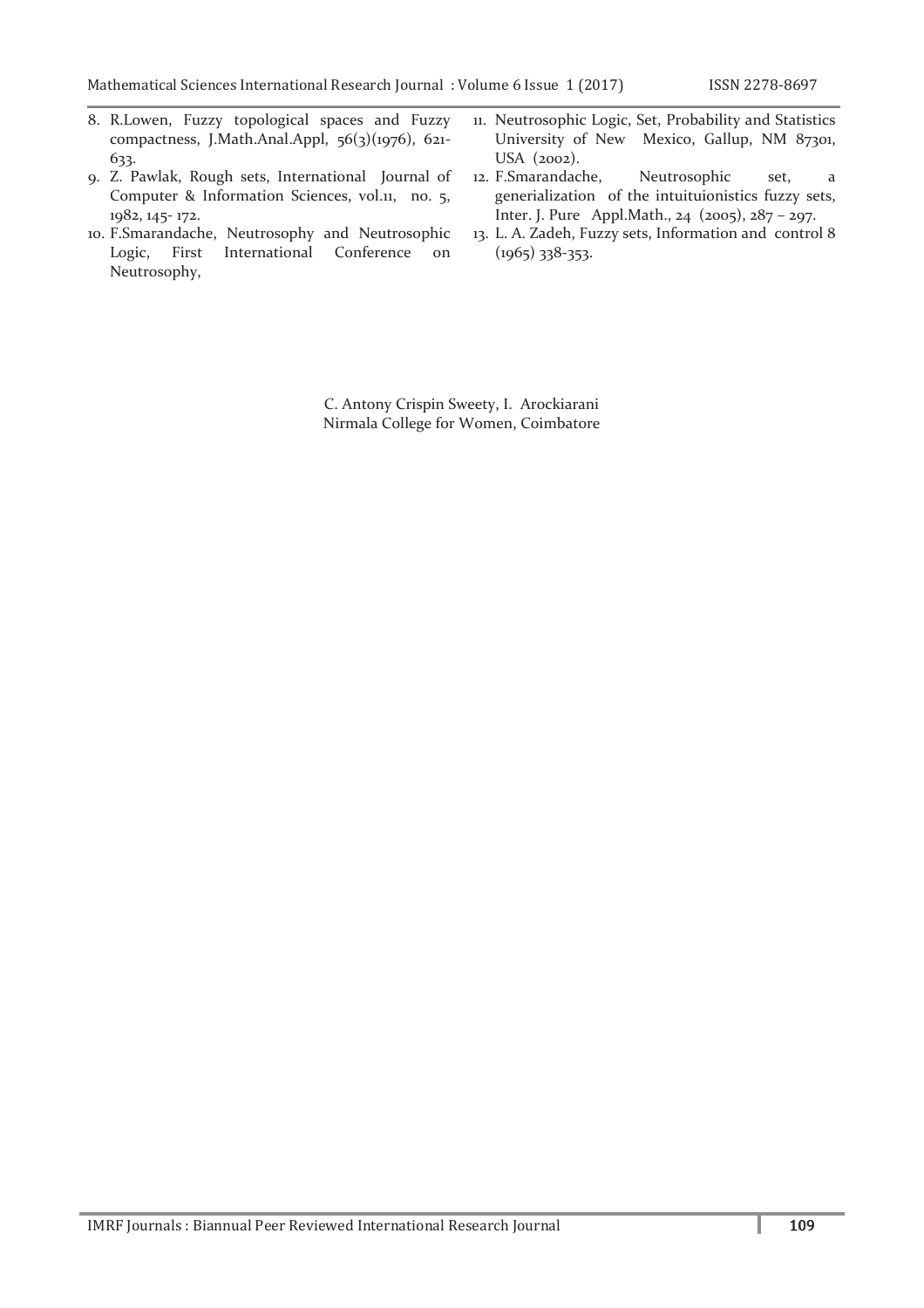8. R.Lowen, Fuzzy topological spaces and Fuzzy compactness, J.Math.Anal.Appl, 56(3)(1976), 621-633.
9. Z. Pawlak, Rough sets, International Journal of Computer & Information Sciences, vol.11, no. 5, 1982, 145- 172.
10. F.Smarandache, Neutrosophy and Neutrosophic Logic, First International Conference on Neutrosophy,
11. Neutrosophic Logic, Set, Probability and Statistics University of New Mexico, Gallup, NM 87301, USA (2002).
12. F.Smarandache, Neutrosophic set, a generialization of the intuituionistics fuzzy sets, Inter. J. Pure Appl.Math., 24 (2005), 287 – 297.
13. L. A. Zadeh, Fuzzy sets, Information and control 8 (1965) 338-353.

C. Antony Crispin Sweety, I. Arockiarani
Nirmala College for Women, Coimbatore